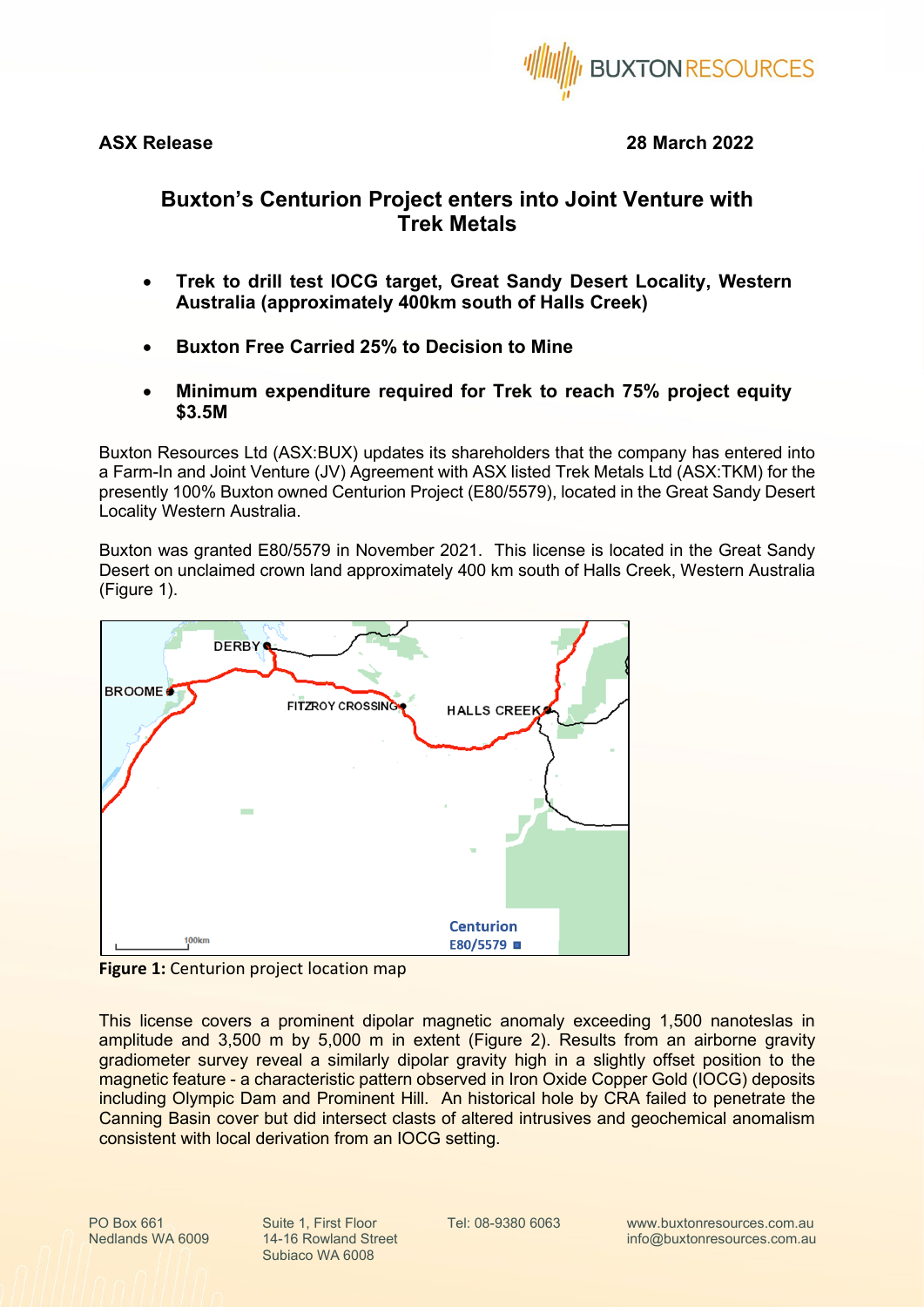**ASX Release** **28 March 2022**

# Buxton's Centurion Project enters into Joint Venture with Trek Metals

- **Trek to drill test IOCG target, Great Sandy Desert Locality, Western Australia (approximately 400km south of Halls Creek)**
- **Buxton Free Carried 25% to Decision to Mine**
- **Minimum expenditure required for Trek to reach 75% project equity $3.5M**

Buxton Resources Ltd (ASX:BUX) updates its shareholders that the company has entered into a Farm-In and Joint Venture (JV) Agreement with ASX listed Trek Metals Ltd (ASX:TKM) for the presently 100% Buxton owned Centurion Project (E80/5579), located in the Great Sandy Desert Locality Western Australia.

Buxton was granted E80/5579 in November 2021. This license is located in the Great Sandy Desert on unclaimed crown land approximately 400 km south of Halls Creek, Western Australia (Figure 1).

**Figure 1:** Centurion project location map

This license covers a prominent dipolar magnetic anomaly exceeding 1,500 nanoteslas in amplitude and 3,500 m by 5,000 m in extent (Figure 2). Results from an airborne gravity gradiometer survey reveal a similarly dipolar gravity high in a slightly offset position to the magnetic feature - a characteristic pattern observed in Iron Oxide Copper Gold (IOCG) deposits including Olympic Dam and Prominent Hill. An historical hole by CRA failed to penetrate the Canning Basin cover but did intersect clasts of altered intrusives and geochemical anomalism consistent with local derivation from an IOCG setting.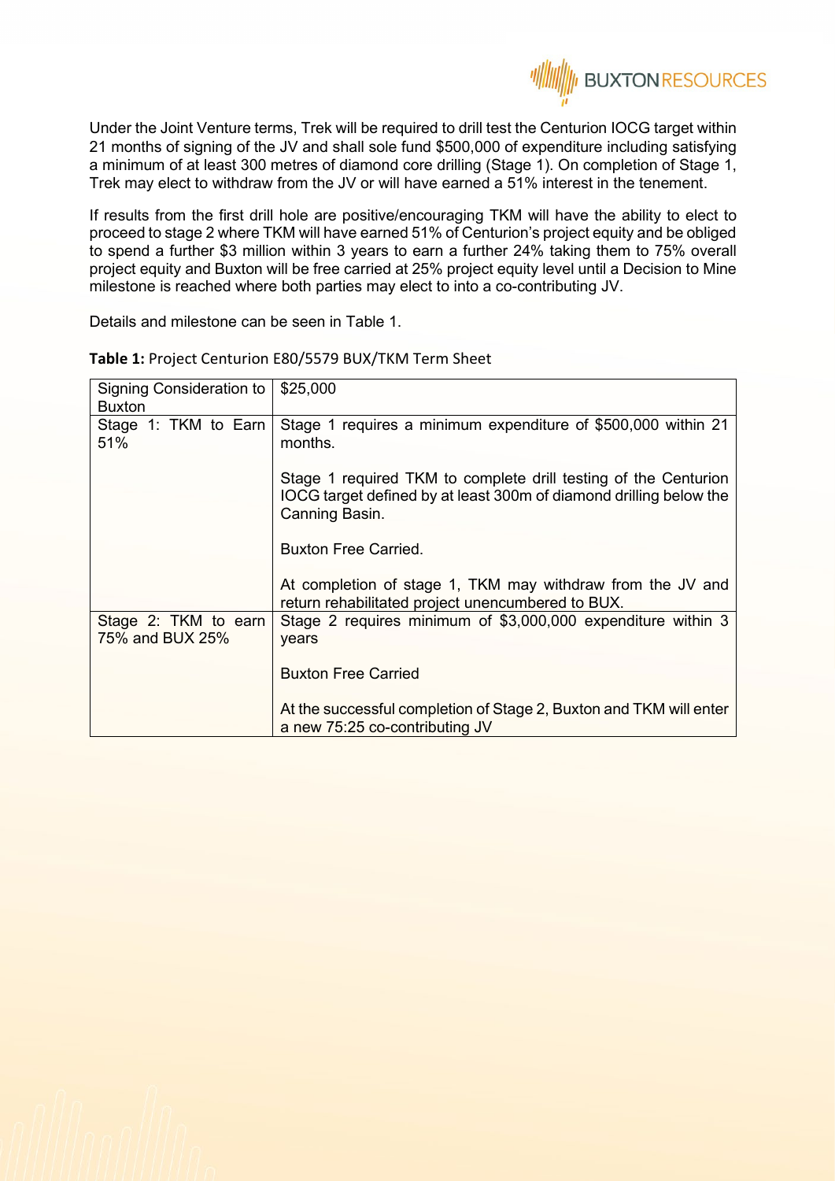Under the Joint Venture terms, Trek will be required to drill test the Centurion IOCG target within 21 months of signing of the JV and shall sole fund $500,000 of expenditure including satisfying a minimum of at least 300 metres of diamond core drilling (Stage 1). On completion of Stage 1, Trek may elect to withdraw from the JV or will have earned a 51% interest in the tenement.

If results from the first drill hole are positive/encouraging TKM will have the ability to elect to proceed to stage 2 where TKM will have earned 51% of Centurion's project equity and be obliged to spend a further $3 million within 3 years to earn a further 24% taking them to 75% overall project equity and Buxton will be free carried at 25% project equity level until a Decision to Mine milestone is reached where both parties may elect to into a co-contributing JV.

Details and milestone can be seen in Table 1.

**Table 1:** Project Centurion E80/5579 BUX/TKM Term Sheet

| | |
|---|---|
| Signing Consideration to Buxton | $25,000 |
| Stage 1: TKM to Earn 51% | Stage 1 requires a minimum expenditure of $500,000 within 21 months.<br><br>Stage 1 required TKM to complete drill testing of the Centurion IOCG target defined by at least 300m of diamond drilling below the Canning Basin.<br><br>Buxton Free Carried.<br><br>At completion of stage 1, TKM may withdraw from the JV and return rehabilitated project unencumbered to BUX. |
| Stage 2: TKM to earn 75% and BUX 25% | Stage 2 requires minimum of $3,000,000 expenditure within 3 years<br><br>Buxton Free Carried<br><br>At the successful completion of Stage 2, Buxton and TKM will enter a new 75:25 co-contributing JV |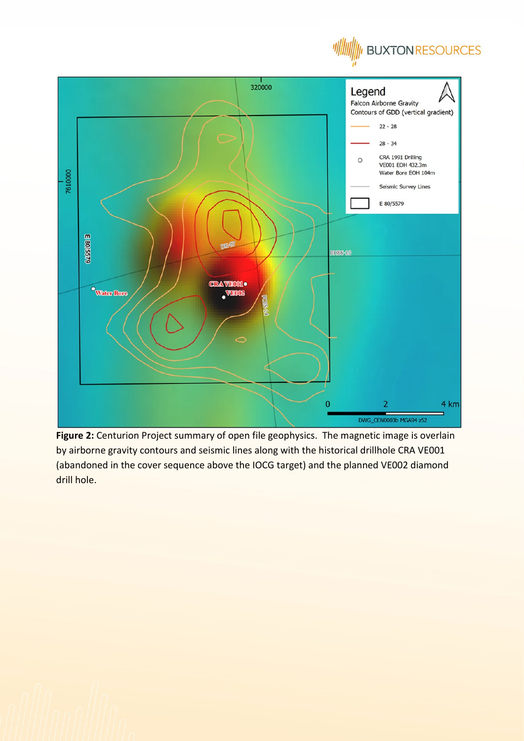**Figure 2:** Centurion Project summary of open file geophysics. The magnetic image is overlain by airborne gravity contours and seismic lines along with the historical drillhole CRA VE001 (abandoned in the cover sequence above the IOCG target) and the planned VE002 diamond drill hole.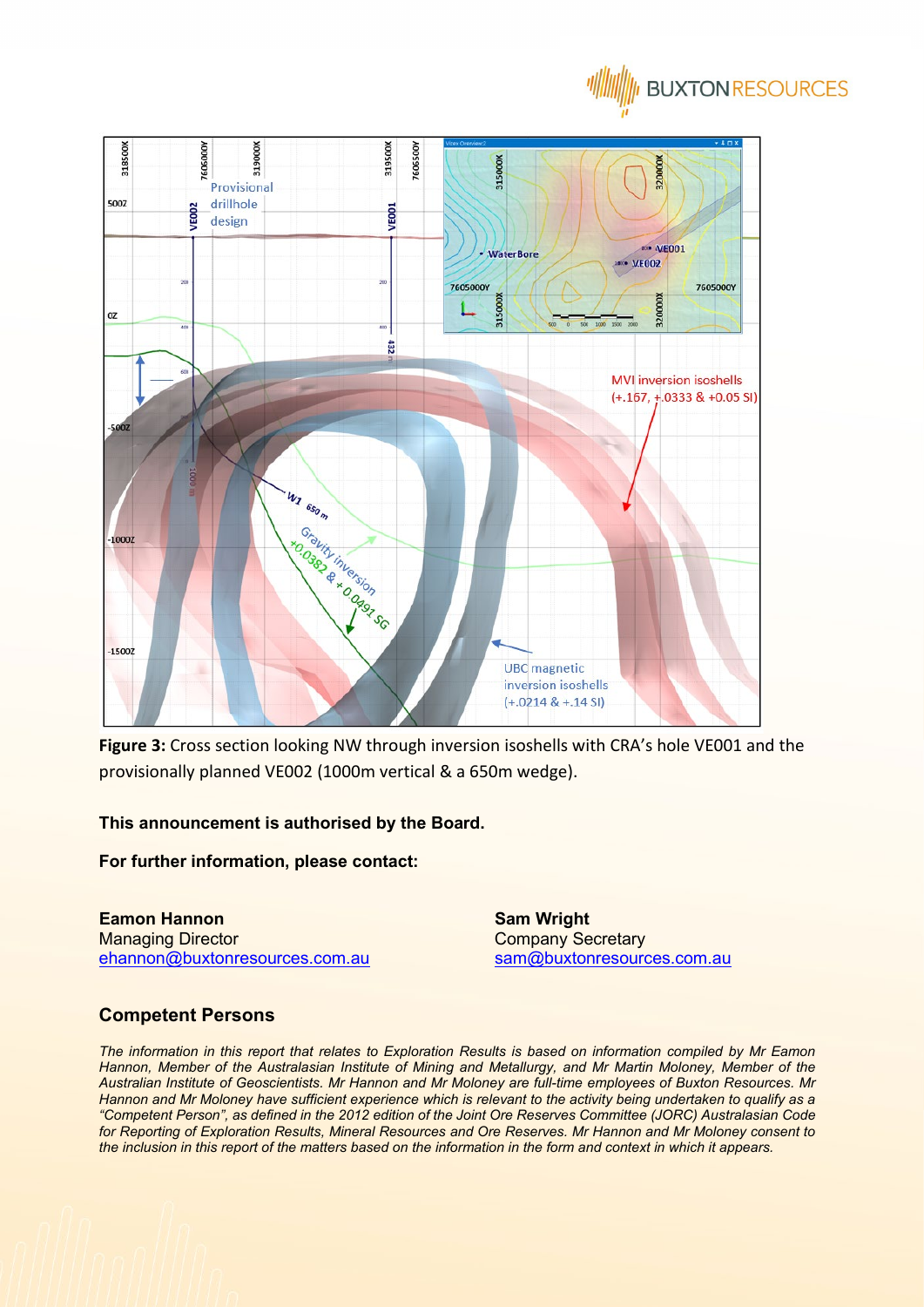Provisional drillhole design

VE002

VE001

318500X

7606000Y

319000X

319500X

7606500Y

500Z

0Z

-500Z

-1000Z

-1500Z

432 m

1000 m

W1 650 m

Gravity inversion +0.0382 & +0.0491 SG

MVI inversion isoshells (+.167, +.0333 & +0.05 SI)

UBC magnetic inversion isoshells (+.0214 & +.14 SI)

Water Bore

VE001

VE002

315000X

320000X

7605000Y

**Figure 3:** Cross section looking NW through inversion isoshells with CRA's hole VE001 and the provisionally planned VE002 (1000m vertical & a 650m wedge).

**This announcement is authorised by the Board.**

**For further information, please contact:**

**Eamon Hannon**
Managing Director
ehannon@buxtonresources.com.au

**Sam Wright**
Company Secretary
sam@buxtonresources.com.au

## Competent Persons

*The information in this report that relates to Exploration Results is based on information compiled by Mr Eamon Hannon, Member of the Australasian Institute of Mining and Metallurgy, and Mr Martin Moloney, Member of the Australian Institute of Geoscientists. Mr Hannon and Mr Moloney are full-time employees of Buxton Resources. Mr Hannon and Mr Moloney have sufficient experience which is relevant to the activity being undertaken to qualify as a "Competent Person", as defined in the 2012 edition of the Joint Ore Reserves Committee (JORC) Australasian Code for Reporting of Exploration Results, Mineral Resources and Ore Reserves. Mr Hannon and Mr Moloney consent to the inclusion in this report of the matters based on the information in the form and context in which it appears.*